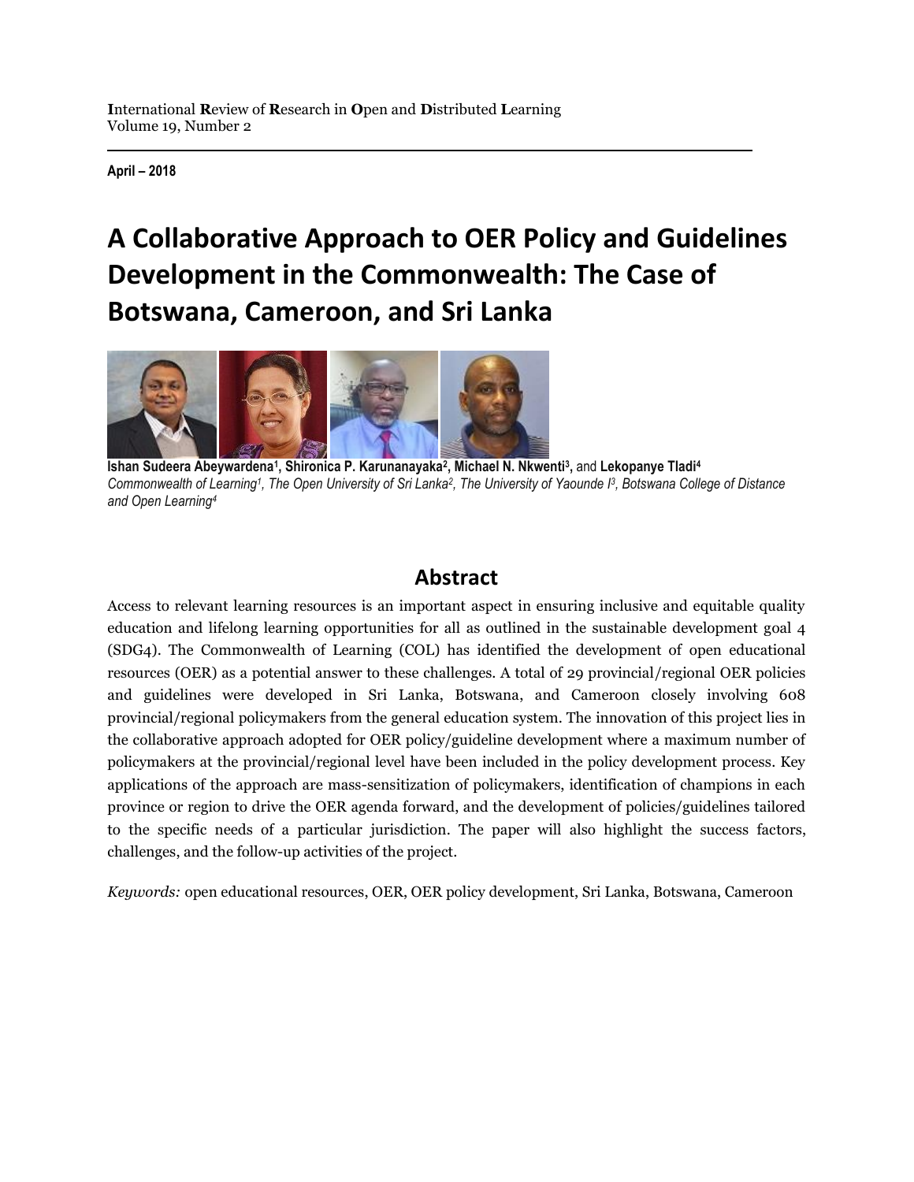International Review of Research in Open and Distributed Learning
Volume 19, Number 2

April – 2018

# A Collaborative Approach to OER Policy and Guidelines Development in the Commonwealth: The Case of Botswana, Cameroon, and Sri Lanka

**Ishan Sudeera Abeywardena[1], Shironica P. Karunanayaka[2], Michael N. Nkwenti[3],** and **Lekopanye Tladi[4]**
*Commonwealth of Learning[1], The Open University of Sri Lanka[2], The University of Yaounde I[3], Botswana College of Distance and Open Learning[4]*

## Abstract

Access to relevant learning resources is an important aspect in ensuring inclusive and equitable quality education and lifelong learning opportunities for all as outlined in the sustainable development goal 4 (SDG4). The Commonwealth of Learning (COL) has identified the development of open educational resources (OER) as a potential answer to these challenges. A total of 29 provincial/regional OER policies and guidelines were developed in Sri Lanka, Botswana, and Cameroon closely involving 608 provincial/regional policymakers from the general education system. The innovation of this project lies in the collaborative approach adopted for OER policy/guideline development where a maximum number of policymakers at the provincial/regional level have been included in the policy development process. Key applications of the approach are mass-sensitization of policymakers, identification of champions in each province or region to drive the OER agenda forward, and the development of policies/guidelines tailored to the specific needs of a particular jurisdiction. The paper will also highlight the success factors, challenges, and the follow-up activities of the project.

*Keywords:* open educational resources, OER, OER policy development, Sri Lanka, Botswana, Cameroon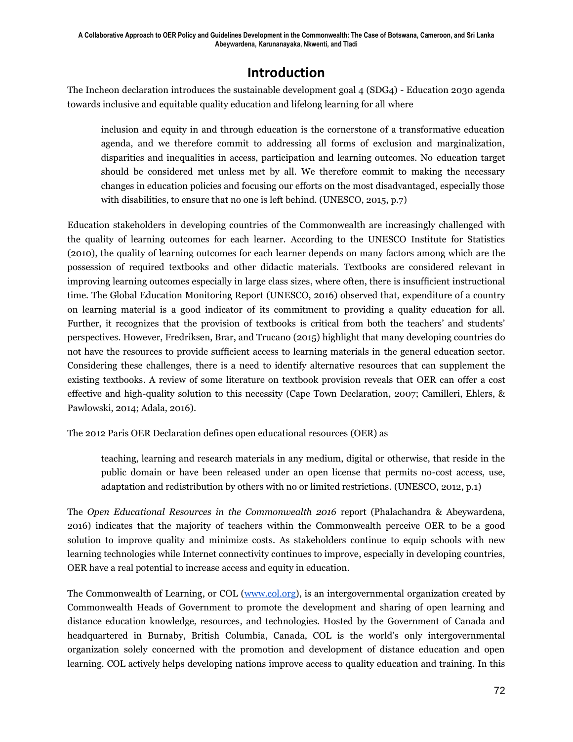## Introduction

The Incheon declaration introduces the sustainable development goal 4 (SDG4) - Education 2030 agenda towards inclusive and equitable quality education and lifelong learning for all where

> inclusion and equity in and through education is the cornerstone of a transformative education agenda, and we therefore commit to addressing all forms of exclusion and marginalization, disparities and inequalities in access, participation and learning outcomes. No education target should be considered met unless met by all. We therefore commit to making the necessary changes in education policies and focusing our efforts on the most disadvantaged, especially those with disabilities, to ensure that no one is left behind. (UNESCO, 2015, p.7)

Education stakeholders in developing countries of the Commonwealth are increasingly challenged with the quality of learning outcomes for each learner. According to the UNESCO Institute for Statistics (2010), the quality of learning outcomes for each learner depends on many factors among which are the possession of required textbooks and other didactic materials. Textbooks are considered relevant in improving learning outcomes especially in large class sizes, where often, there is insufficient instructional time. The Global Education Monitoring Report (UNESCO, 2016) observed that, expenditure of a country on learning material is a good indicator of its commitment to providing a quality education for all. Further, it recognizes that the provision of textbooks is critical from both the teachers' and students' perspectives. However, Fredriksen, Brar, and Trucano (2015) highlight that many developing countries do not have the resources to provide sufficient access to learning materials in the general education sector. Considering these challenges, there is a need to identify alternative resources that can supplement the existing textbooks. A review of some literature on textbook provision reveals that OER can offer a cost effective and high-quality solution to this necessity (Cape Town Declaration, 2007; Camilleri, Ehlers, & Pawlowski, 2014; Adala, 2016).

The 2012 Paris OER Declaration defines open educational resources (OER) as

> teaching, learning and research materials in any medium, digital or otherwise, that reside in the public domain or have been released under an open license that permits no-cost access, use, adaptation and redistribution by others with no or limited restrictions. (UNESCO, 2012, p.1)

The *Open Educational Resources in the Commonwealth 2016* report (Phalachandra & Abeywardena, 2016) indicates that the majority of teachers within the Commonwealth perceive OER to be a good solution to improve quality and minimize costs. As stakeholders continue to equip schools with new learning technologies while Internet connectivity continues to improve, especially in developing countries, OER have a real potential to increase access and equity in education.

The Commonwealth of Learning, or COL ([www.col.org](www.col.org)), is an intergovernmental organization created by Commonwealth Heads of Government to promote the development and sharing of open learning and distance education knowledge, resources, and technologies. Hosted by the Government of Canada and headquartered in Burnaby, British Columbia, Canada, COL is the world's only intergovernmental organization solely concerned with the promotion and development of distance education and open learning. COL actively helps developing nations improve access to quality education and training. In this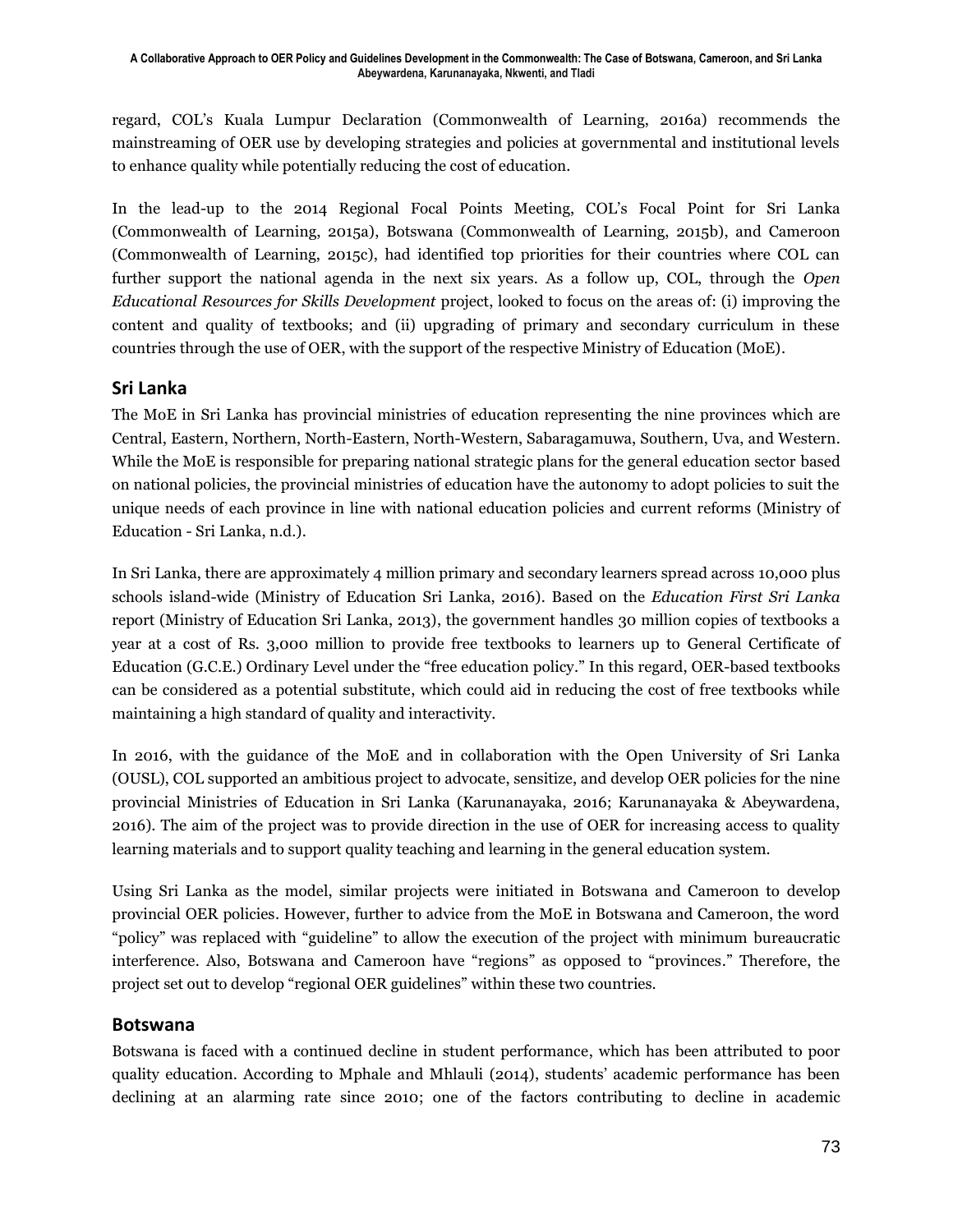regard, COL's Kuala Lumpur Declaration (Commonwealth of Learning, 2016a) recommends the mainstreaming of OER use by developing strategies and policies at governmental and institutional levels to enhance quality while potentially reducing the cost of education.

In the lead-up to the 2014 Regional Focal Points Meeting, COL's Focal Point for Sri Lanka (Commonwealth of Learning, 2015a), Botswana (Commonwealth of Learning, 2015b), and Cameroon (Commonwealth of Learning, 2015c), had identified top priorities for their countries where COL can further support the national agenda in the next six years. As a follow up, COL, through the *Open Educational Resources for Skills Development* project, looked to focus on the areas of: (i) improving the content and quality of textbooks; and (ii) upgrading of primary and secondary curriculum in these countries through the use of OER, with the support of the respective Ministry of Education (MoE).

## Sri Lanka

The MoE in Sri Lanka has provincial ministries of education representing the nine provinces which are Central, Eastern, Northern, North-Eastern, North-Western, Sabaragamuwa, Southern, Uva, and Western. While the MoE is responsible for preparing national strategic plans for the general education sector based on national policies, the provincial ministries of education have the autonomy to adopt policies to suit the unique needs of each province in line with national education policies and current reforms (Ministry of Education - Sri Lanka, n.d.).

In Sri Lanka, there are approximately 4 million primary and secondary learners spread across 10,000 plus schools island-wide (Ministry of Education Sri Lanka, 2016). Based on the *Education First Sri Lanka* report (Ministry of Education Sri Lanka, 2013), the government handles 30 million copies of textbooks a year at a cost of Rs. 3,000 million to provide free textbooks to learners up to General Certificate of Education (G.C.E.) Ordinary Level under the "free education policy." In this regard, OER-based textbooks can be considered as a potential substitute, which could aid in reducing the cost of free textbooks while maintaining a high standard of quality and interactivity.

In 2016, with the guidance of the MoE and in collaboration with the Open University of Sri Lanka (OUSL), COL supported an ambitious project to advocate, sensitize, and develop OER policies for the nine provincial Ministries of Education in Sri Lanka (Karunanayaka, 2016; Karunanayaka & Abeywardena, 2016). The aim of the project was to provide direction in the use of OER for increasing access to quality learning materials and to support quality teaching and learning in the general education system.

Using Sri Lanka as the model, similar projects were initiated in Botswana and Cameroon to develop provincial OER policies. However, further to advice from the MoE in Botswana and Cameroon, the word "policy" was replaced with "guideline" to allow the execution of the project with minimum bureaucratic interference. Also, Botswana and Cameroon have "regions" as opposed to "provinces." Therefore, the project set out to develop "regional OER guidelines" within these two countries.

## Botswana

Botswana is faced with a continued decline in student performance, which has been attributed to poor quality education. According to Mphale and Mhlauli (2014), students' academic performance has been declining at an alarming rate since 2010; one of the factors contributing to decline in academic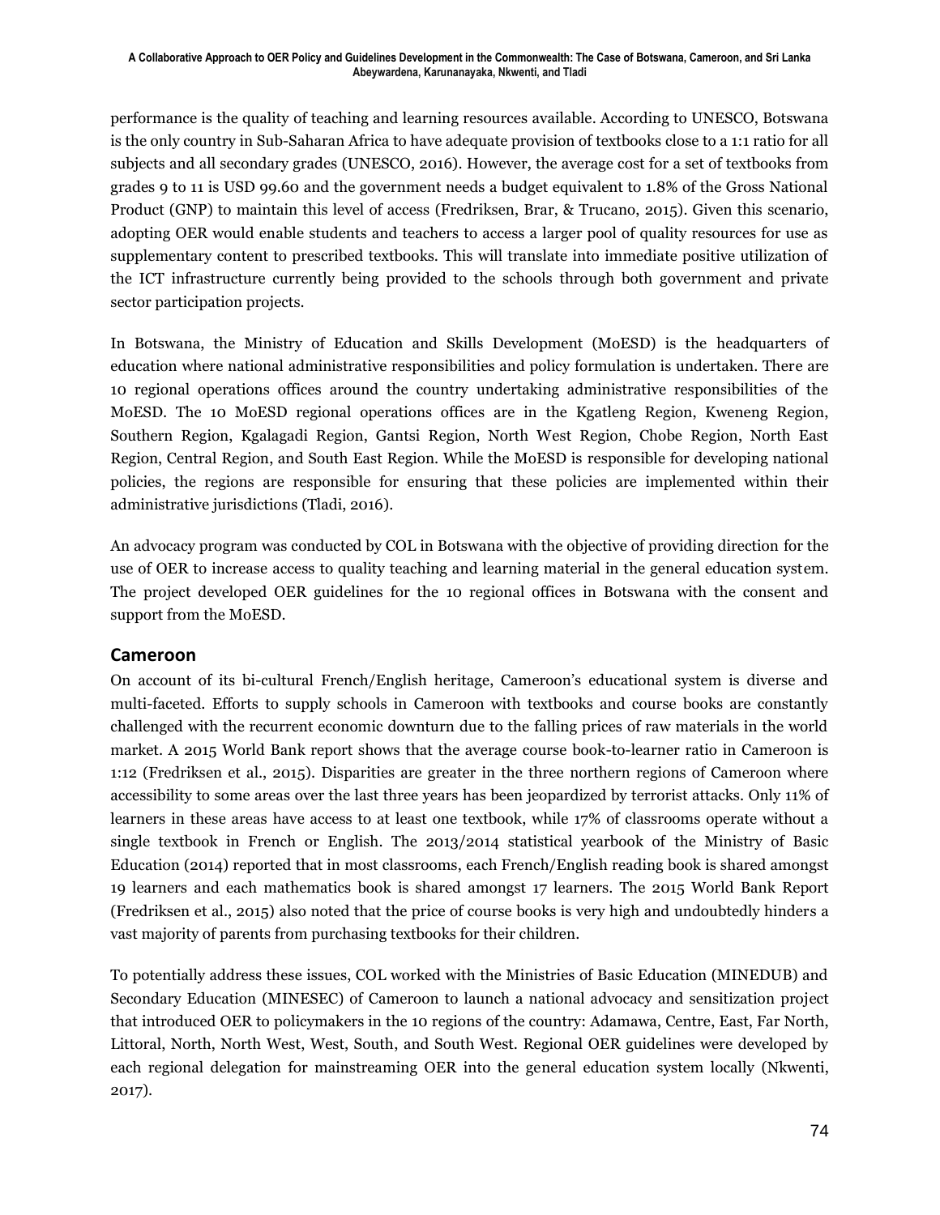performance is the quality of teaching and learning resources available. According to UNESCO, Botswana is the only country in Sub-Saharan Africa to have adequate provision of textbooks close to a 1:1 ratio for all subjects and all secondary grades (UNESCO, 2016). However, the average cost for a set of textbooks from grades 9 to 11 is USD 99.60 and the government needs a budget equivalent to 1.8% of the Gross National Product (GNP) to maintain this level of access (Fredriksen, Brar, & Trucano, 2015). Given this scenario, adopting OER would enable students and teachers to access a larger pool of quality resources for use as supplementary content to prescribed textbooks. This will translate into immediate positive utilization of the ICT infrastructure currently being provided to the schools through both government and private sector participation projects.

In Botswana, the Ministry of Education and Skills Development (MoESD) is the headquarters of education where national administrative responsibilities and policy formulation is undertaken. There are 10 regional operations offices around the country undertaking administrative responsibilities of the MoESD. The 10 MoESD regional operations offices are in the Kgatleng Region, Kweneng Region, Southern Region, Kgalagadi Region, Gantsi Region, North West Region, Chobe Region, North East Region, Central Region, and South East Region. While the MoESD is responsible for developing national policies, the regions are responsible for ensuring that these policies are implemented within their administrative jurisdictions (Tladi, 2016).

An advocacy program was conducted by COL in Botswana with the objective of providing direction for the use of OER to increase access to quality teaching and learning material in the general education system. The project developed OER guidelines for the 10 regional offices in Botswana with the consent and support from the MoESD.

## Cameroon

On account of its bi-cultural French/English heritage, Cameroon's educational system is diverse and multi-faceted. Efforts to supply schools in Cameroon with textbooks and course books are constantly challenged with the recurrent economic downturn due to the falling prices of raw materials in the world market. A 2015 World Bank report shows that the average course book-to-learner ratio in Cameroon is 1:12 (Fredriksen et al., 2015). Disparities are greater in the three northern regions of Cameroon where accessibility to some areas over the last three years has been jeopardized by terrorist attacks. Only 11% of learners in these areas have access to at least one textbook, while 17% of classrooms operate without a single textbook in French or English. The 2013/2014 statistical yearbook of the Ministry of Basic Education (2014) reported that in most classrooms, each French/English reading book is shared amongst 19 learners and each mathematics book is shared amongst 17 learners. The 2015 World Bank Report (Fredriksen et al., 2015) also noted that the price of course books is very high and undoubtedly hinders a vast majority of parents from purchasing textbooks for their children.

To potentially address these issues, COL worked with the Ministries of Basic Education (MINEDUB) and Secondary Education (MINESEC) of Cameroon to launch a national advocacy and sensitization project that introduced OER to policymakers in the 10 regions of the country: Adamawa, Centre, East, Far North, Littoral, North, North West, West, South, and South West. Regional OER guidelines were developed by each regional delegation for mainstreaming OER into the general education system locally (Nkwenti, 2017).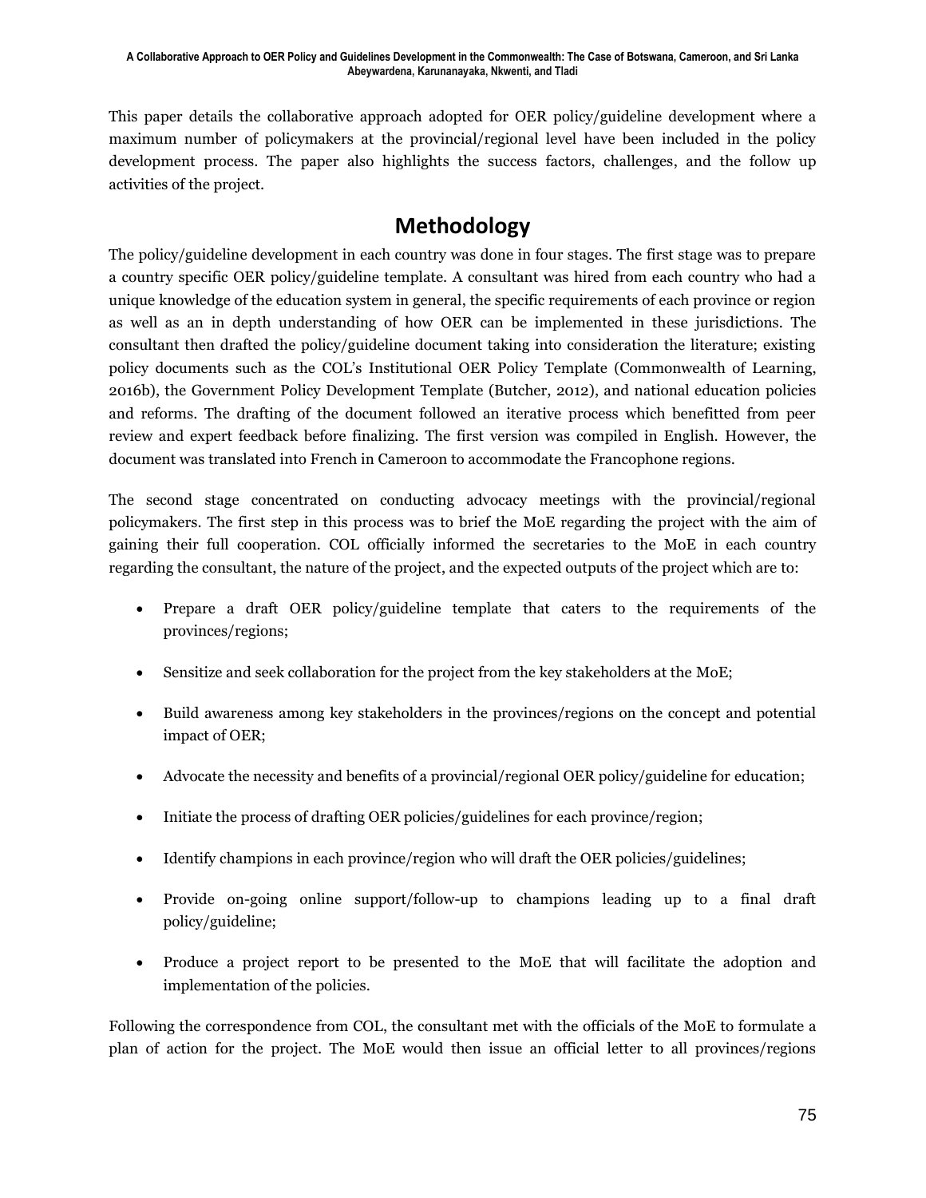This paper details the collaborative approach adopted for OER policy/guideline development where a maximum number of policymakers at the provincial/regional level have been included in the policy development process. The paper also highlights the success factors, challenges, and the follow up activities of the project.

## Methodology

The policy/guideline development in each country was done in four stages. The first stage was to prepare a country specific OER policy/guideline template. A consultant was hired from each country who had a unique knowledge of the education system in general, the specific requirements of each province or region as well as an in depth understanding of how OER can be implemented in these jurisdictions. The consultant then drafted the policy/guideline document taking into consideration the literature; existing policy documents such as the COL's Institutional OER Policy Template (Commonwealth of Learning, 2016b), the Government Policy Development Template (Butcher, 2012), and national education policies and reforms. The drafting of the document followed an iterative process which benefitted from peer review and expert feedback before finalizing. The first version was compiled in English. However, the document was translated into French in Cameroon to accommodate the Francophone regions.

The second stage concentrated on conducting advocacy meetings with the provincial/regional policymakers. The first step in this process was to brief the MoE regarding the project with the aim of gaining their full cooperation. COL officially informed the secretaries to the MoE in each country regarding the consultant, the nature of the project, and the expected outputs of the project which are to:

- Prepare a draft OER policy/guideline template that caters to the requirements of the provinces/regions;
- Sensitize and seek collaboration for the project from the key stakeholders at the MoE;
- Build awareness among key stakeholders in the provinces/regions on the concept and potential impact of OER;
- Advocate the necessity and benefits of a provincial/regional OER policy/guideline for education;
- Initiate the process of drafting OER policies/guidelines for each province/region;
- Identify champions in each province/region who will draft the OER policies/guidelines;
- Provide on-going online support/follow-up to champions leading up to a final draft policy/guideline;
- Produce a project report to be presented to the MoE that will facilitate the adoption and implementation of the policies.

Following the correspondence from COL, the consultant met with the officials of the MoE to formulate a plan of action for the project. The MoE would then issue an official letter to all provinces/regions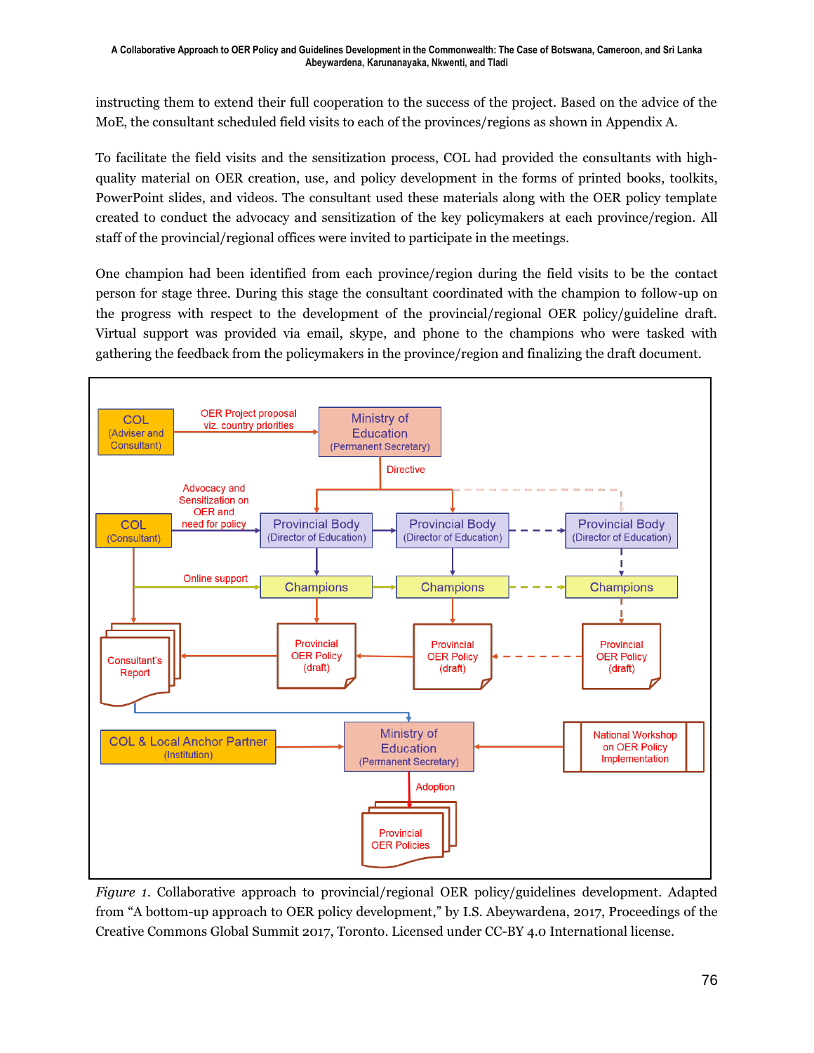instructing them to extend their full cooperation to the success of the project. Based on the advice of the MoE, the consultant scheduled field visits to each of the provinces/regions as shown in Appendix A.

To facilitate the field visits and the sensitization process, COL had provided the consultants with high-quality material on OER creation, use, and policy development in the forms of printed books, toolkits, PowerPoint slides, and videos. The consultant used these materials along with the OER policy template created to conduct the advocacy and sensitization of the key policymakers at each province/region. All staff of the provincial/regional offices were invited to participate in the meetings.

One champion had been identified from each province/region during the field visits to be the contact person for stage three. During this stage the consultant coordinated with the champion to follow-up on the progress with respect to the development of the provincial/regional OER policy/guideline draft. Virtual support was provided via email, skype, and phone to the champions who were tasked with gathering the feedback from the policymakers in the province/region and finalizing the draft document.

*Figure 1*. Collaborative approach to provincial/regional OER policy/guidelines development. Adapted from "A bottom-up approach to OER policy development," by I.S. Abeywardena, 2017, Proceedings of the Creative Commons Global Summit 2017, Toronto. Licensed under CC-BY 4.0 International license.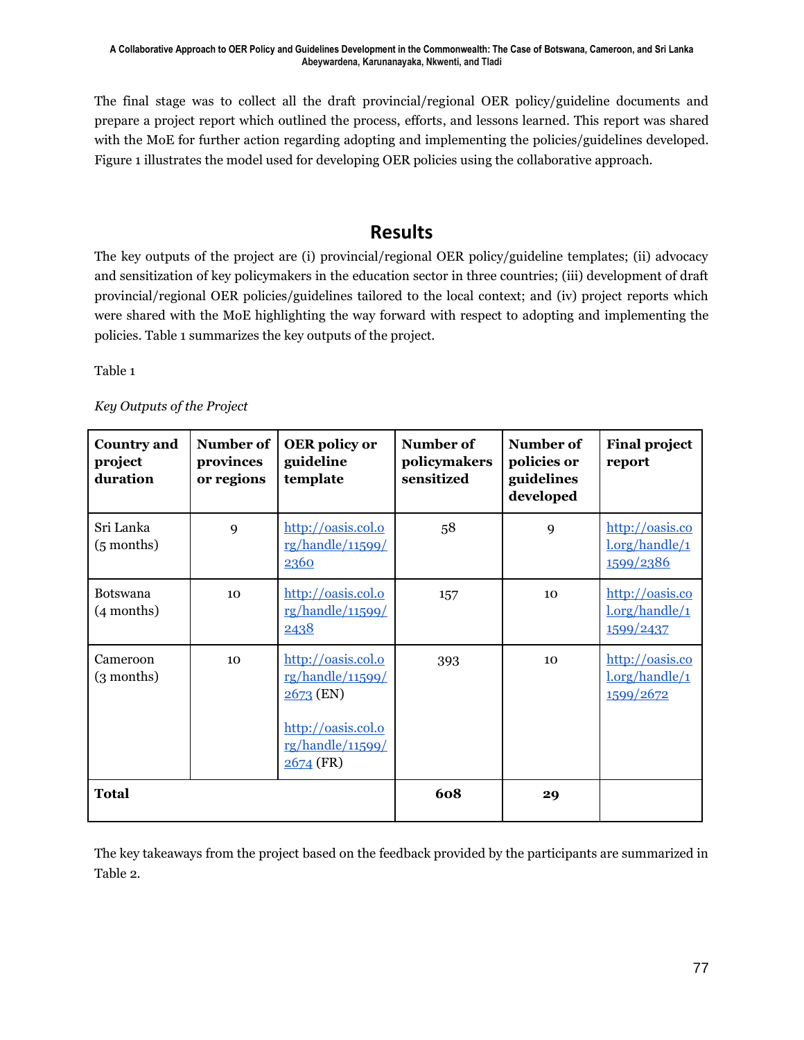The final stage was to collect all the draft provincial/regional OER policy/guideline documents and prepare a project report which outlined the process, efforts, and lessons learned. This report was shared with the MoE for further action regarding adopting and implementing the policies/guidelines developed. Figure 1 illustrates the model used for developing OER policies using the collaborative approach.

## Results

The key outputs of the project are (i) provincial/regional OER policy/guideline templates; (ii) advocacy and sensitization of key policymakers in the education sector in three countries; (iii) development of draft provincial/regional OER policies/guidelines tailored to the local context; and (iv) project reports which were shared with the MoE highlighting the way forward with respect to adopting and implementing the policies. Table 1 summarizes the key outputs of the project.

Table 1

*Key Outputs of the Project*

| Country and project duration | Number of provinces or regions | OER policy or guideline template | Number of policymakers sensitized | Number of policies or guidelines developed | Final project report |
|---|---|---|---|---|---|
| Sri Lanka (5 months) | 9 | http://oasis.col.org/handle/11599/2360 | 58 | 9 | http://oasis.col.org/handle/11599/2386 |
| Botswana (4 months) | 10 | http://oasis.col.org/handle/11599/2438 | 157 | 10 | http://oasis.col.org/handle/11599/2437 |
| Cameroon (3 months) | 10 | http://oasis.col.org/handle/11599/2673 (EN)<br><br>http://oasis.col.org/handle/11599/2674 (FR) | 393 | 10 | http://oasis.col.org/handle/11599/2672 |
| **Total** | | | **608** | **29** | |

The key takeaways from the project based on the feedback provided by the participants are summarized in Table 2.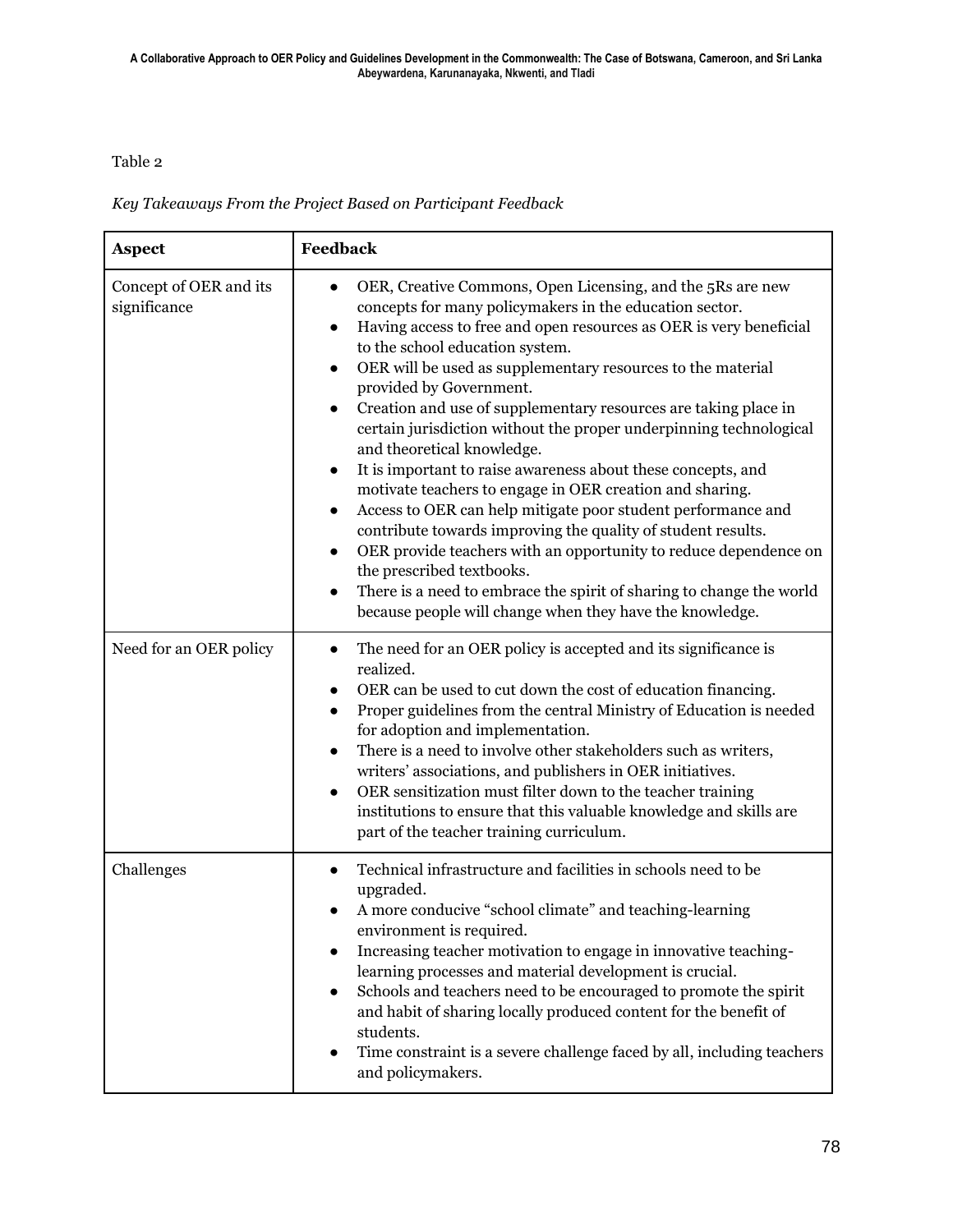Table 2

*Key Takeaways From the Project Based on Participant Feedback*

| **Aspect** | **Feedback** |
| --- | --- |
| Concept of OER and its significance | • OER, Creative Commons, Open Licensing, and the 5Rs are new concepts for many policymakers in the education sector.<br>• Having access to free and open resources as OER is very beneficial to the school education system.<br>• OER will be used as supplementary resources to the material provided by Government.<br>• Creation and use of supplementary resources are taking place in certain jurisdiction without the proper underpinning technological and theoretical knowledge.<br>• It is important to raise awareness about these concepts, and motivate teachers to engage in OER creation and sharing.<br>• Access to OER can help mitigate poor student performance and contribute towards improving the quality of student results.<br>• OER provide teachers with an opportunity to reduce dependence on the prescribed textbooks.<br>• There is a need to embrace the spirit of sharing to change the world because people will change when they have the knowledge. |
| Need for an OER policy | • The need for an OER policy is accepted and its significance is realized.<br>• OER can be used to cut down the cost of education financing.<br>• Proper guidelines from the central Ministry of Education is needed for adoption and implementation.<br>• There is a need to involve other stakeholders such as writers, writers' associations, and publishers in OER initiatives.<br>• OER sensitization must filter down to the teacher training institutions to ensure that this valuable knowledge and skills are part of the teacher training curriculum. |
| Challenges | • Technical infrastructure and facilities in schools need to be upgraded.<br>• A more conducive "school climate" and teaching-learning environment is required.<br>• Increasing teacher motivation to engage in innovative teaching-learning processes and material development is crucial.<br>• Schools and teachers need to be encouraged to promote the spirit and habit of sharing locally produced content for the benefit of students.<br>• Time constraint is a severe challenge faced by all, including teachers and policymakers. |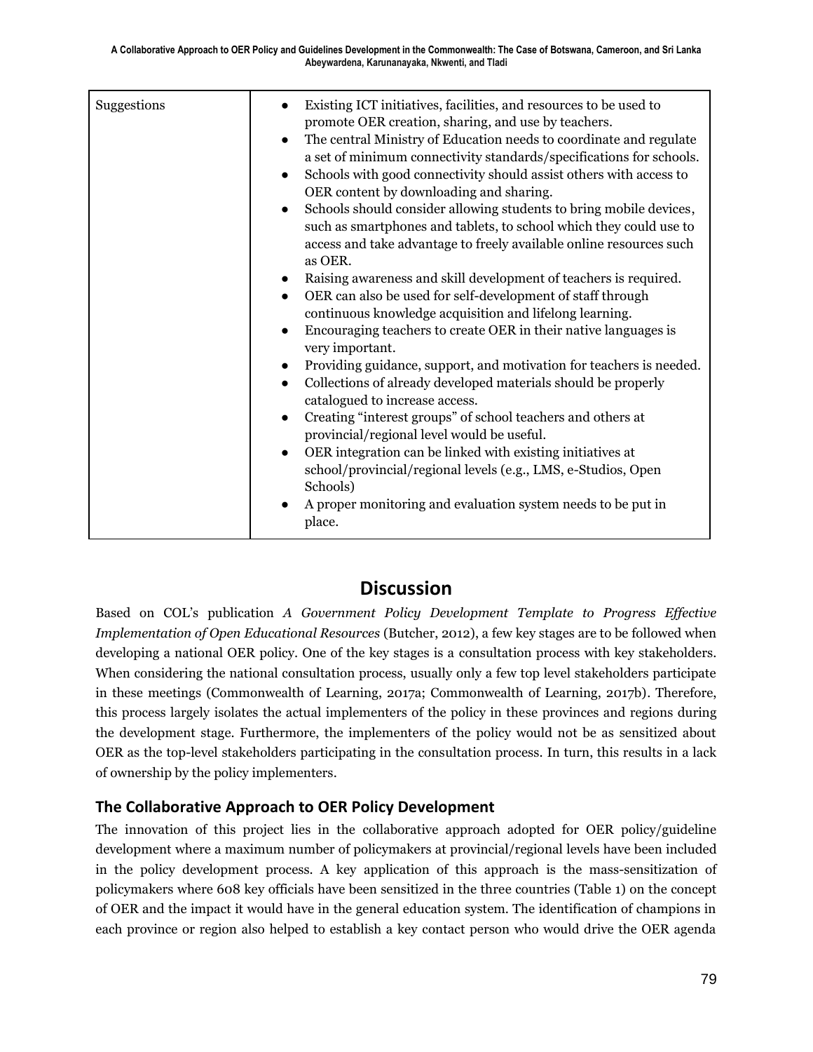| | |
|---|---|
| Suggestions | • Existing ICT initiatives, facilities, and resources to be used to promote OER creation, sharing, and use by teachers.<br>• The central Ministry of Education needs to coordinate and regulate a set of minimum connectivity standards/specifications for schools.<br>• Schools with good connectivity should assist others with access to OER content by downloading and sharing.<br>• Schools should consider allowing students to bring mobile devices, such as smartphones and tablets, to school which they could use to access and take advantage to freely available online resources such as OER.<br>• Raising awareness and skill development of teachers is required.<br>• OER can also be used for self-development of staff through continuous knowledge acquisition and lifelong learning.<br>• Encouraging teachers to create OER in their native languages is very important.<br>• Providing guidance, support, and motivation for teachers is needed.<br>• Collections of already developed materials should be properly catalogued to increase access.<br>• Creating "interest groups" of school teachers and others at provincial/regional level would be useful.<br>• OER integration can be linked with existing initiatives at school/provincial/regional levels (e.g., LMS, e-Studios, Open Schools)<br>• A proper monitoring and evaluation system needs to be put in place. |

# Discussion

Based on COL's publication *A Government Policy Development Template to Progress Effective Implementation of Open Educational Resources* (Butcher, 2012), a few key stages are to be followed when developing a national OER policy. One of the key stages is a consultation process with key stakeholders. When considering the national consultation process, usually only a few top level stakeholders participate in these meetings (Commonwealth of Learning, 2017a; Commonwealth of Learning, 2017b). Therefore, this process largely isolates the actual implementers of the policy in these provinces and regions during the development stage. Furthermore, the implementers of the policy would not be as sensitized about OER as the top-level stakeholders participating in the consultation process. In turn, this results in a lack of ownership by the policy implementers.

## The Collaborative Approach to OER Policy Development

The innovation of this project lies in the collaborative approach adopted for OER policy/guideline development where a maximum number of policymakers at provincial/regional levels have been included in the policy development process. A key application of this approach is the mass-sensitization of policymakers where 608 key officials have been sensitized in the three countries (Table 1) on the concept of OER and the impact it would have in the general education system. The identification of champions in each province or region also helped to establish a key contact person who would drive the OER agenda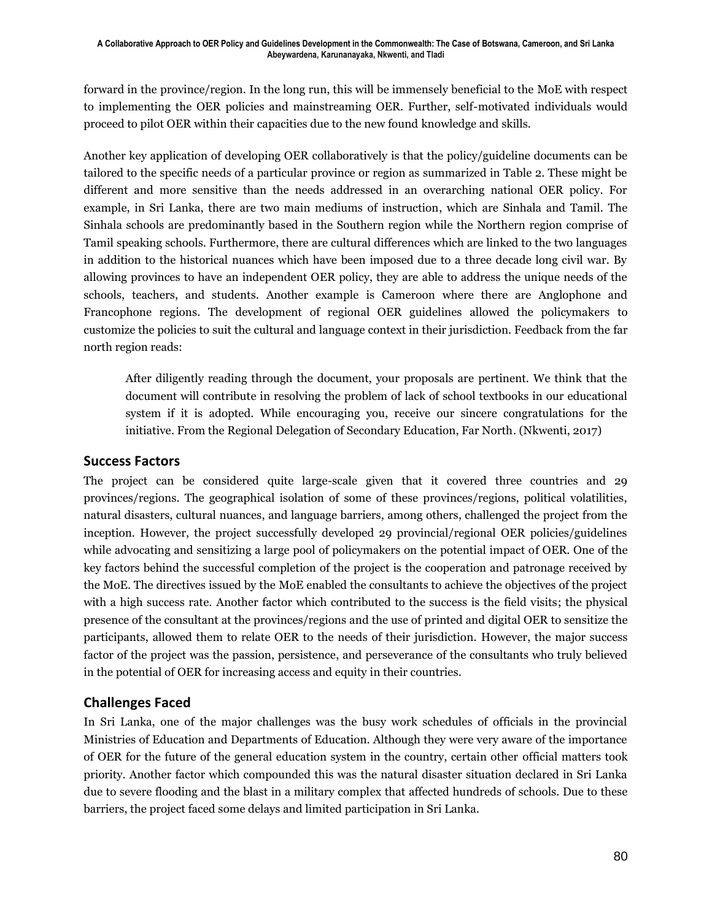forward in the province/region. In the long run, this will be immensely beneficial to the MoE with respect to implementing the OER policies and mainstreaming OER. Further, self-motivated individuals would proceed to pilot OER within their capacities due to the new found knowledge and skills.

Another key application of developing OER collaboratively is that the policy/guideline documents can be tailored to the specific needs of a particular province or region as summarized in Table 2. These might be different and more sensitive than the needs addressed in an overarching national OER policy. For example, in Sri Lanka, there are two main mediums of instruction, which are Sinhala and Tamil. The Sinhala schools are predominantly based in the Southern region while the Northern region comprise of Tamil speaking schools. Furthermore, there are cultural differences which are linked to the two languages in addition to the historical nuances which have been imposed due to a three decade long civil war. By allowing provinces to have an independent OER policy, they are able to address the unique needs of the schools, teachers, and students. Another example is Cameroon where there are Anglophone and Francophone regions. The development of regional OER guidelines allowed the policymakers to customize the policies to suit the cultural and language context in their jurisdiction. Feedback from the far north region reads:

> After diligently reading through the document, your proposals are pertinent. We think that the document will contribute in resolving the problem of lack of school textbooks in our educational system if it is adopted. While encouraging you, receive our sincere congratulations for the initiative. From the Regional Delegation of Secondary Education, Far North. (Nkwenti, 2017)

## Success Factors

The project can be considered quite large-scale given that it covered three countries and 29 provinces/regions. The geographical isolation of some of these provinces/regions, political volatilities, natural disasters, cultural nuances, and language barriers, among others, challenged the project from the inception. However, the project successfully developed 29 provincial/regional OER policies/guidelines while advocating and sensitizing a large pool of policymakers on the potential impact of OER. One of the key factors behind the successful completion of the project is the cooperation and patronage received by the MoE. The directives issued by the MoE enabled the consultants to achieve the objectives of the project with a high success rate. Another factor which contributed to the success is the field visits; the physical presence of the consultant at the provinces/regions and the use of printed and digital OER to sensitize the participants, allowed them to relate OER to the needs of their jurisdiction. However, the major success factor of the project was the passion, persistence, and perseverance of the consultants who truly believed in the potential of OER for increasing access and equity in their countries.

## Challenges Faced

In Sri Lanka, one of the major challenges was the busy work schedules of officials in the provincial Ministries of Education and Departments of Education. Although they were very aware of the importance of OER for the future of the general education system in the country, certain other official matters took priority. Another factor which compounded this was the natural disaster situation declared in Sri Lanka due to severe flooding and the blast in a military complex that affected hundreds of schools. Due to these barriers, the project faced some delays and limited participation in Sri Lanka.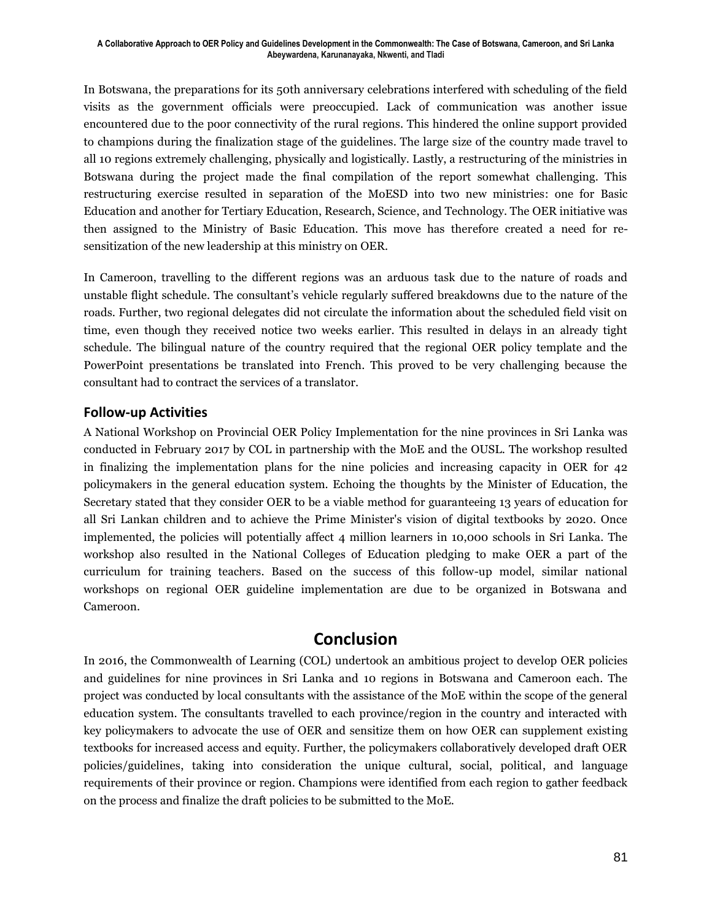In Botswana, the preparations for its 50th anniversary celebrations interfered with scheduling of the field visits as the government officials were preoccupied. Lack of communication was another issue encountered due to the poor connectivity of the rural regions. This hindered the online support provided to champions during the finalization stage of the guidelines. The large size of the country made travel to all 10 regions extremely challenging, physically and logistically. Lastly, a restructuring of the ministries in Botswana during the project made the final compilation of the report somewhat challenging. This restructuring exercise resulted in separation of the MoESD into two new ministries: one for Basic Education and another for Tertiary Education, Research, Science, and Technology. The OER initiative was then assigned to the Ministry of Basic Education. This move has therefore created a need for re-sensitization of the new leadership at this ministry on OER.

In Cameroon, travelling to the different regions was an arduous task due to the nature of roads and unstable flight schedule. The consultant's vehicle regularly suffered breakdowns due to the nature of the roads. Further, two regional delegates did not circulate the information about the scheduled field visit on time, even though they received notice two weeks earlier. This resulted in delays in an already tight schedule. The bilingual nature of the country required that the regional OER policy template and the PowerPoint presentations be translated into French. This proved to be very challenging because the consultant had to contract the services of a translator.

### Follow-up Activities

A National Workshop on Provincial OER Policy Implementation for the nine provinces in Sri Lanka was conducted in February 2017 by COL in partnership with the MoE and the OUSL. The workshop resulted in finalizing the implementation plans for the nine policies and increasing capacity in OER for 42 policymakers in the general education system. Echoing the thoughts by the Minister of Education, the Secretary stated that they consider OER to be a viable method for guaranteeing 13 years of education for all Sri Lankan children and to achieve the Prime Minister's vision of digital textbooks by 2020. Once implemented, the policies will potentially affect 4 million learners in 10,000 schools in Sri Lanka. The workshop also resulted in the National Colleges of Education pledging to make OER a part of the curriculum for training teachers. Based on the success of this follow-up model, similar national workshops on regional OER guideline implementation are due to be organized in Botswana and Cameroon.

## Conclusion

In 2016, the Commonwealth of Learning (COL) undertook an ambitious project to develop OER policies and guidelines for nine provinces in Sri Lanka and 10 regions in Botswana and Cameroon each. The project was conducted by local consultants with the assistance of the MoE within the scope of the general education system. The consultants travelled to each province/region in the country and interacted with key policymakers to advocate the use of OER and sensitize them on how OER can supplement existing textbooks for increased access and equity. Further, the policymakers collaboratively developed draft OER policies/guidelines, taking into consideration the unique cultural, social, political, and language requirements of their province or region. Champions were identified from each region to gather feedback on the process and finalize the draft policies to be submitted to the MoE.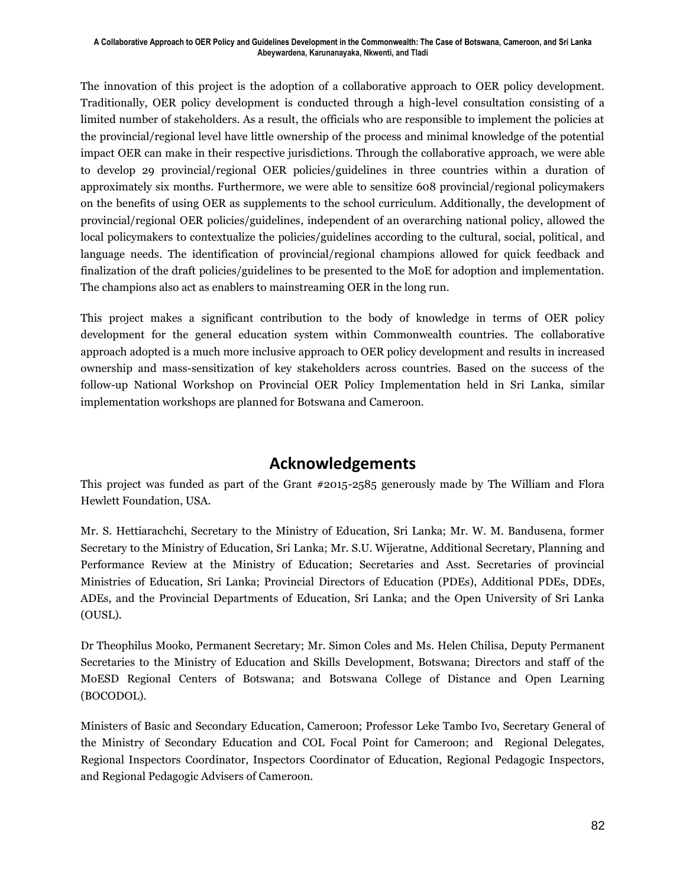The innovation of this project is the adoption of a collaborative approach to OER policy development. Traditionally, OER policy development is conducted through a high-level consultation consisting of a limited number of stakeholders. As a result, the officials who are responsible to implement the policies at the provincial/regional level have little ownership of the process and minimal knowledge of the potential impact OER can make in their respective jurisdictions. Through the collaborative approach, we were able to develop 29 provincial/regional OER policies/guidelines in three countries within a duration of approximately six months. Furthermore, we were able to sensitize 608 provincial/regional policymakers on the benefits of using OER as supplements to the school curriculum. Additionally, the development of provincial/regional OER policies/guidelines, independent of an overarching national policy, allowed the local policymakers to contextualize the policies/guidelines according to the cultural, social, political, and language needs. The identification of provincial/regional champions allowed for quick feedback and finalization of the draft policies/guidelines to be presented to the MoE for adoption and implementation. The champions also act as enablers to mainstreaming OER in the long run.

This project makes a significant contribution to the body of knowledge in terms of OER policy development for the general education system within Commonwealth countries. The collaborative approach adopted is a much more inclusive approach to OER policy development and results in increased ownership and mass-sensitization of key stakeholders across countries. Based on the success of the follow-up National Workshop on Provincial OER Policy Implementation held in Sri Lanka, similar implementation workshops are planned for Botswana and Cameroon.

## Acknowledgements

This project was funded as part of the Grant #2015-2585 generously made by The William and Flora Hewlett Foundation, USA.

Mr. S. Hettiarachchi, Secretary to the Ministry of Education, Sri Lanka; Mr. W. M. Bandusena, former Secretary to the Ministry of Education, Sri Lanka; Mr. S.U. Wijeratne, Additional Secretary, Planning and Performance Review at the Ministry of Education; Secretaries and Asst. Secretaries of provincial Ministries of Education, Sri Lanka; Provincial Directors of Education (PDEs), Additional PDEs, DDEs, ADEs, and the Provincial Departments of Education, Sri Lanka; and the Open University of Sri Lanka (OUSL).

Dr Theophilus Mooko, Permanent Secretary; Mr. Simon Coles and Ms. Helen Chilisa, Deputy Permanent Secretaries to the Ministry of Education and Skills Development, Botswana; Directors and staff of the MoESD Regional Centers of Botswana; and Botswana College of Distance and Open Learning (BOCODOL).

Ministers of Basic and Secondary Education, Cameroon; Professor Leke Tambo Ivo, Secretary General of the Ministry of Secondary Education and COL Focal Point for Cameroon; and Regional Delegates, Regional Inspectors Coordinator, Inspectors Coordinator of Education, Regional Pedagogic Inspectors, and Regional Pedagogic Advisers of Cameroon.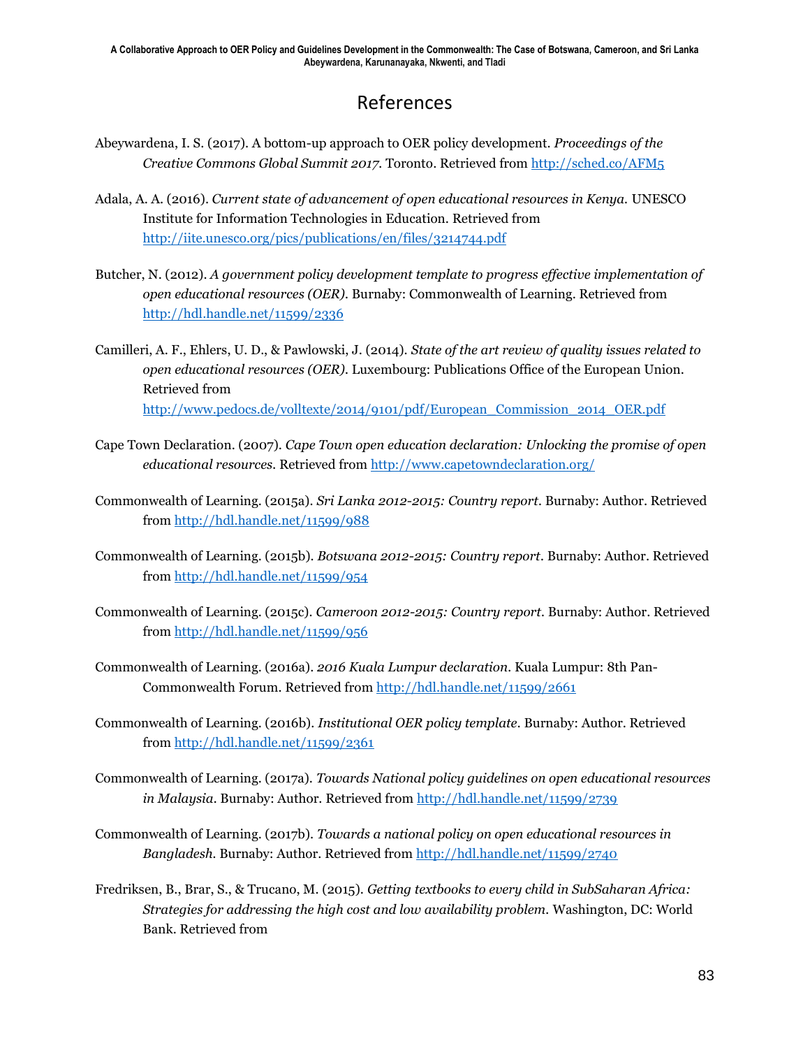## References

Abeywardena, I. S. (2017). A bottom-up approach to OER policy development. *Proceedings of the Creative Commons Global Summit 2017*. Toronto. Retrieved from http://sched.co/AFM5

Adala, A. A. (2016). *Current state of advancement of open educational resources in Kenya.* UNESCO Institute for Information Technologies in Education. Retrieved from http://iite.unesco.org/pics/publications/en/files/3214744.pdf

Butcher, N. (2012). *A government policy development template to progress effective implementation of open educational resources (OER).* Burnaby: Commonwealth of Learning. Retrieved from http://hdl.handle.net/11599/2336

Camilleri, A. F., Ehlers, U. D., & Pawlowski, J. (2014). *State of the art review of quality issues related to open educational resources (OER).* Luxembourg: Publications Office of the European Union. Retrieved from http://www.pedocs.de/volltexte/2014/9101/pdf/European_Commission_2014_OER.pdf

Cape Town Declaration. (2007). *Cape Town open education declaration: Unlocking the promise of open educational resources.* Retrieved from http://www.capetowndeclaration.org/

Commonwealth of Learning. (2015a). *Sri Lanka 2012-2015: Country report*. Burnaby: Author. Retrieved from http://hdl.handle.net/11599/988

Commonwealth of Learning. (2015b). *Botswana 2012-2015: Country report*. Burnaby: Author. Retrieved from http://hdl.handle.net/11599/954

Commonwealth of Learning. (2015c). *Cameroon 2012-2015: Country report*. Burnaby: Author. Retrieved from http://hdl.handle.net/11599/956

Commonwealth of Learning. (2016a). *2016 Kuala Lumpur declaration.* Kuala Lumpur: 8th Pan-Commonwealth Forum. Retrieved from http://hdl.handle.net/11599/2661

Commonwealth of Learning. (2016b). *Institutional OER policy template*. Burnaby: Author. Retrieved from http://hdl.handle.net/11599/2361

Commonwealth of Learning. (2017a). *Towards National policy guidelines on open educational resources in Malaysia*. Burnaby: Author. Retrieved from http://hdl.handle.net/11599/2739

Commonwealth of Learning. (2017b). *Towards a national policy on open educational resources in Bangladesh*. Burnaby: Author. Retrieved from http://hdl.handle.net/11599/2740

Fredriksen, B., Brar, S., & Trucano, M. (2015). *Getting textbooks to every child in SubSaharan Africa: Strategies for addressing the high cost and low availability problem*. Washington, DC: World Bank. Retrieved from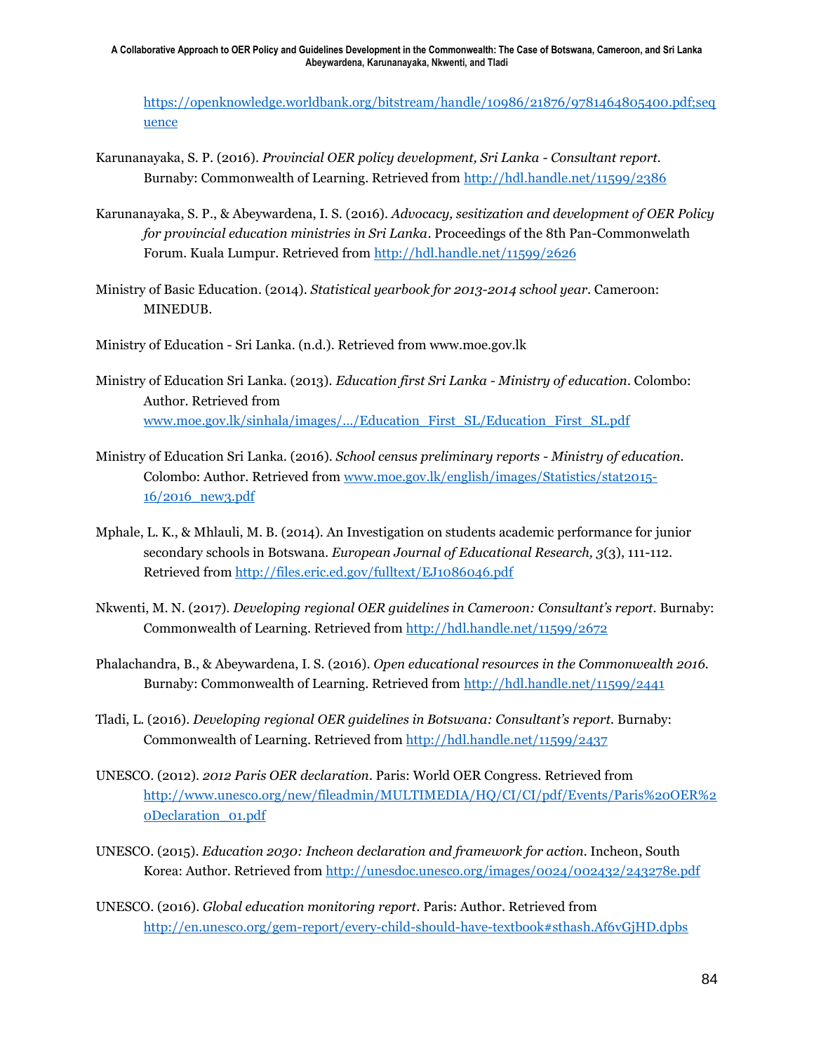https://openknowledge.worldbank.org/bitstream/handle/10986/21876/9781464805400.pdf;sequence

Karunanayaka, S. P. (2016). *Provincial OER policy development, Sri Lanka - Consultant report*. Burnaby: Commonwealth of Learning. Retrieved from http://hdl.handle.net/11599/2386

Karunanayaka, S. P., & Abeywardena, I. S. (2016). *Advocacy, sesitization and development of OER Policy for provincial education ministries in Sri Lanka*. Proceedings of the 8th Pan-Commonwelath Forum. Kuala Lumpur. Retrieved from http://hdl.handle.net/11599/2626

Ministry of Basic Education. (2014). *Statistical yearbook for 2013-2014 school year*. Cameroon: MINEDUB.

Ministry of Education - Sri Lanka. (n.d.). Retrieved from www.moe.gov.lk

Ministry of Education Sri Lanka. (2013). *Education first Sri Lanka - Ministry of education*. Colombo: Author. Retrieved from www.moe.gov.lk/sinhala/images/.../Education_First_SL/Education_First_SL.pdf

Ministry of Education Sri Lanka. (2016). *School census preliminary reports - Ministry of education*. Colombo: Author. Retrieved from www.moe.gov.lk/english/images/Statistics/stat2015-16/2016_new3.pdf

Mphale, L. K., & Mhlauli, M. B. (2014). An Investigation on students academic performance for junior secondary schools in Botswana. *European Journal of Educational Research, 3*(3), 111-112. Retrieved from http://files.eric.ed.gov/fulltext/EJ1086046.pdf

Nkwenti, M. N. (2017). *Developing regional OER guidelines in Cameroon: Consultant's report*. Burnaby: Commonwealth of Learning. Retrieved from http://hdl.handle.net/11599/2672

Phalachandra, B., & Abeywardena, I. S. (2016). *Open educational resources in the Commonwealth 2016*. Burnaby: Commonwealth of Learning. Retrieved from http://hdl.handle.net/11599/2441

Tladi, L. (2016). *Developing regional OER guidelines in Botswana: Consultant's report*. Burnaby: Commonwealth of Learning. Retrieved from http://hdl.handle.net/11599/2437

UNESCO. (2012). *2012 Paris OER declaration*. Paris: World OER Congress. Retrieved from http://www.unesco.org/new/fileadmin/MULTIMEDIA/HQ/CI/CI/pdf/Events/Paris%20OER%20Declaration_01.pdf

UNESCO. (2015). *Education 2030: Incheon declaration and framework for action*. Incheon, South Korea: Author. Retrieved from http://unesdoc.unesco.org/images/0024/002432/243278e.pdf

UNESCO. (2016). *Global education monitoring report*. Paris: Author. Retrieved from http://en.unesco.org/gem-report/every-child-should-have-textbook#sthash.Af6vGjHD.dpbs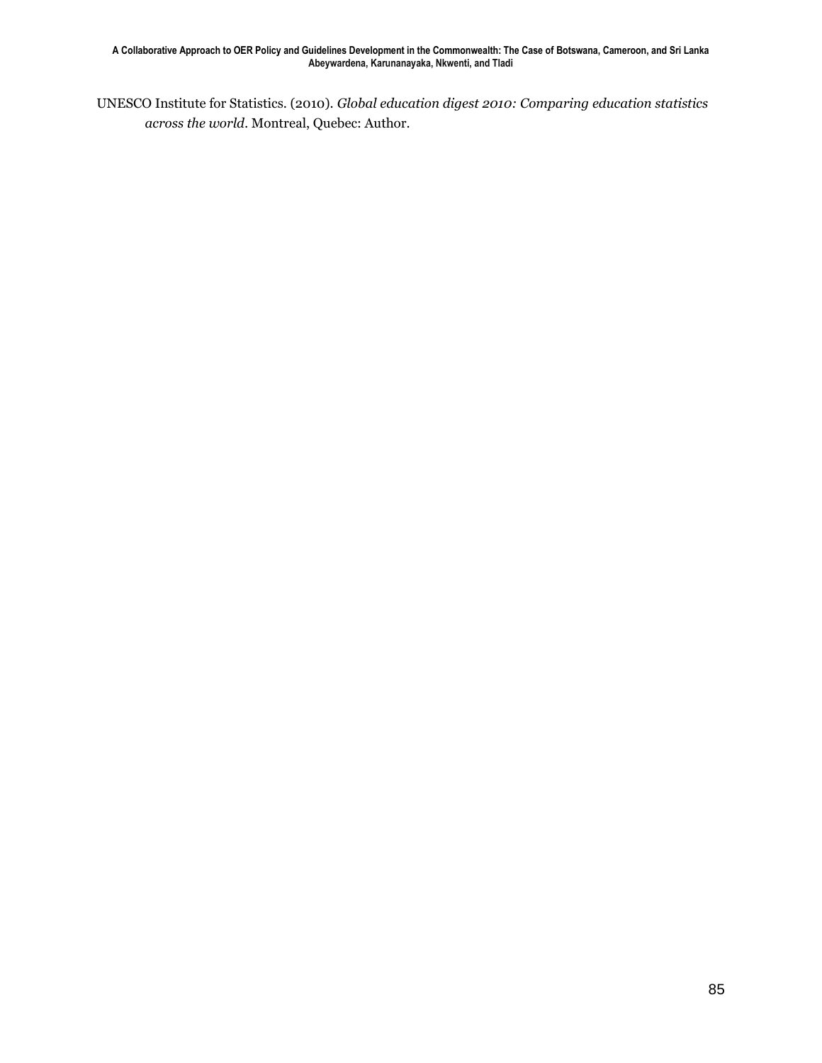UNESCO Institute for Statistics. (2010). *Global education digest 2010: Comparing education statistics across the world*. Montreal, Quebec: Author.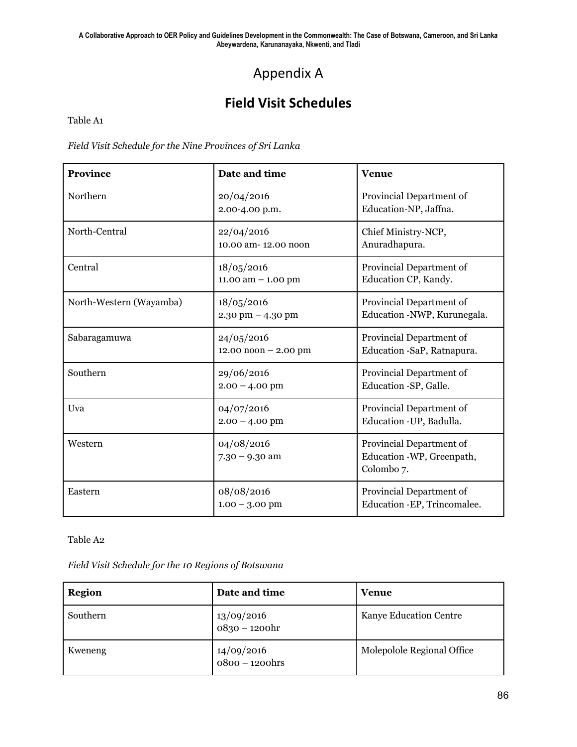# Appendix A

## Field Visit Schedules

Table A1

*Field Visit Schedule for the Nine Provinces of Sri Lanka*

| Province | Date and time | Venue |
|---|---|---|
| Northern | 20/04/2016<br>2.00-4.00 p.m. | Provincial Department of Education-NP, Jaffna. |
| North-Central | 22/04/2016<br>10.00 am- 12.00 noon | Chief Ministry-NCP, Anuradhapura. |
| Central | 18/05/2016<br>11.00 am – 1.00 pm | Provincial Department of Education CP, Kandy. |
| North-Western (Wayamba) | 18/05/2016<br>2.30 pm – 4.30 pm | Provincial Department of Education -NWP, Kurunegala. |
| Sabaragamuwa | 24/05/2016<br>12.00 noon – 2.00 pm | Provincial Department of Education -SaP, Ratnapura. |
| Southern | 29/06/2016<br>2.00 – 4.00 pm | Provincial Department of Education -SP, Galle. |
| Uva | 04/07/2016<br>2.00 – 4.00 pm | Provincial Department of Education -UP, Badulla. |
| Western | 04/08/2016<br>7.30 – 9.30 am | Provincial Department of Education -WP, Greenpath, Colombo 7. |
| Eastern | 08/08/2016<br>1.00 – 3.00 pm | Provincial Department of Education -EP, Trincomalee. |

Table A2

*Field Visit Schedule for the 10 Regions of Botswana*

| Region | Date and time | Venue |
|---|---|---|
| Southern | 13/09/2016<br>0830 – 1200hr | Kanye Education Centre |
| Kweneng | 14/09/2016<br>0800 – 1200hrs | Molepolole Regional Office |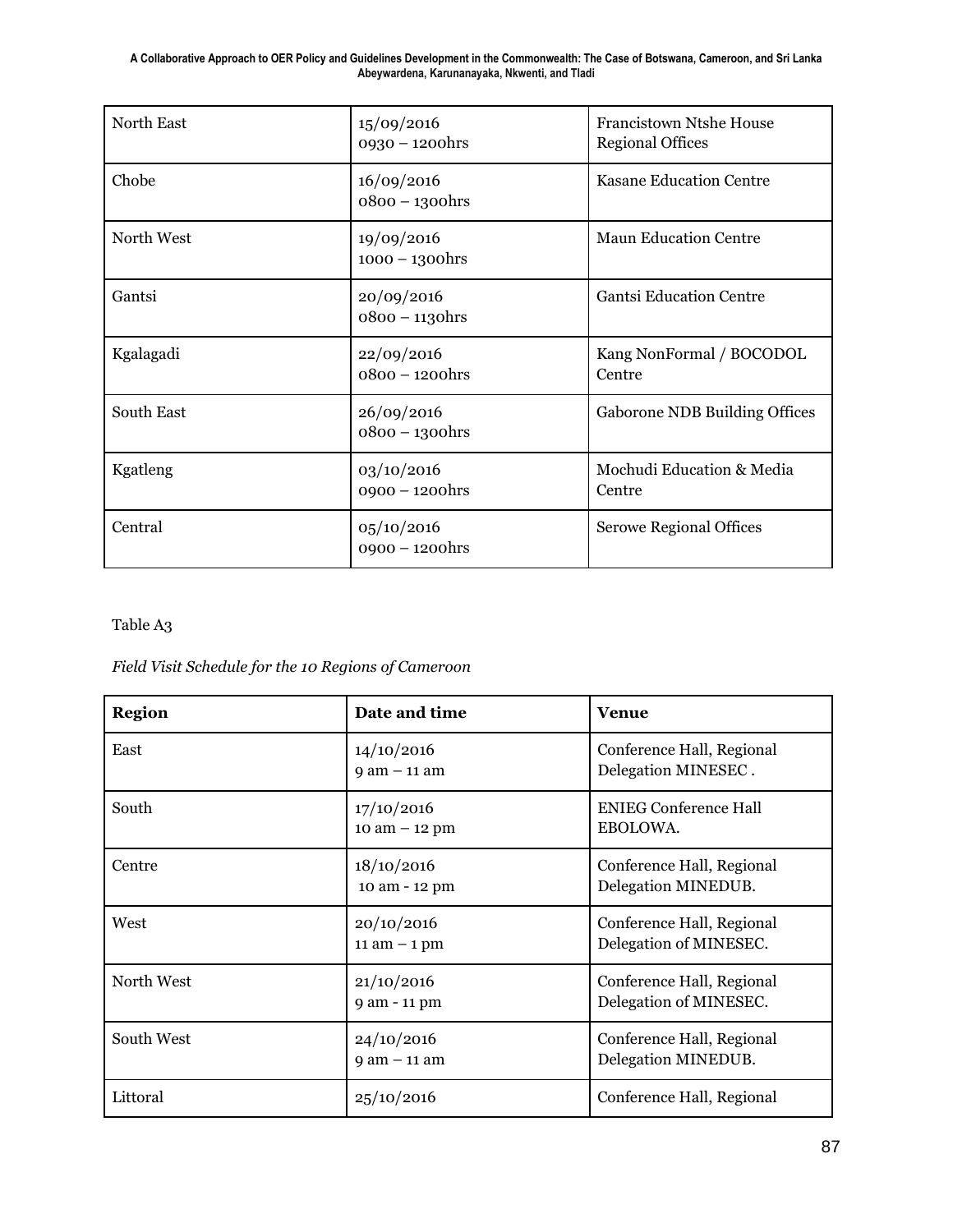| | | |
|---|---|---|
| North East | 15/09/2016<br>0930 – 1200hrs | Francistown Ntshe House Regional Offices |
| Chobe | 16/09/2016<br>0800 – 1300hrs | Kasane Education Centre |
| North West | 19/09/2016<br>1000 – 1300hrs | Maun Education Centre |
| Gantsi | 20/09/2016<br>0800 – 1130hrs | Gantsi Education Centre |
| Kgalagadi | 22/09/2016<br>0800 – 1200hrs | Kang NonFormal / BOCODOL Centre |
| South East | 26/09/2016<br>0800 – 1300hrs | Gaborone NDB Building Offices |
| Kgatleng | 03/10/2016<br>0900 – 1200hrs | Mochudi Education & Media Centre |
| Central | 05/10/2016<br>0900 – 1200hrs | Serowe Regional Offices |

Table A3

*Field Visit Schedule for the 10 Regions of Cameroon*

| Region | Date and time | Venue |
|---|---|---|
| East | 14/10/2016<br>9 am – 11 am | Conference Hall, Regional Delegation MINESEC . |
| South | 17/10/2016<br>10 am – 12 pm | ENIEG Conference Hall EBOLOWA. |
| Centre | 18/10/2016<br>10 am - 12 pm | Conference Hall, Regional Delegation MINEDUB. |
| West | 20/10/2016<br>11 am – 1 pm | Conference Hall, Regional Delegation of MINESEC. |
| North West | 21/10/2016<br>9 am - 11 pm | Conference Hall, Regional Delegation of MINESEC. |
| South West | 24/10/2016<br>9 am – 11 am | Conference Hall, Regional Delegation MINEDUB. |
| Littoral | 25/10/2016 | Conference Hall, Regional |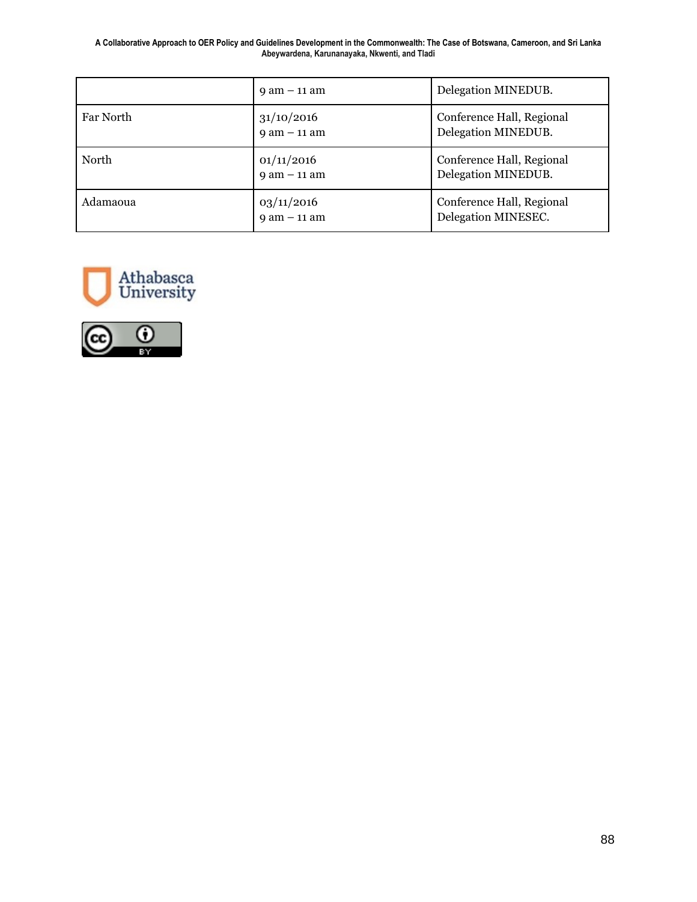| | | |
|---|---|---|
| | 9 am – 11 am | Delegation MINEDUB. |
| Far North | 31/10/2016<br>9 am – 11 am | Conference Hall, Regional Delegation MINEDUB. |
| North | 01/11/2016<br>9 am – 11 am | Conference Hall, Regional Delegation MINEDUB. |
| Adamaoua | 03/11/2016<br>9 am – 11 am | Conference Hall, Regional Delegation MINESEC. |

Athabasca University